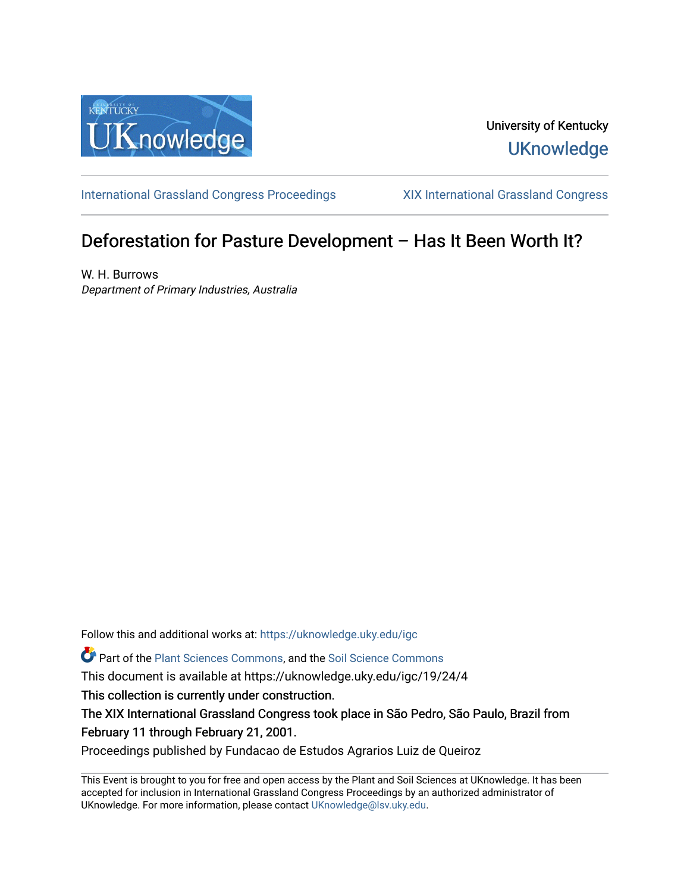University of Kentucky

UKnowledge

International Grassland Congress Proceedings | XIX International Grassland Congress

# Deforestation for Pasture Development – Has It Been Worth It?

W. H. Burrows
*Department of Primary Industries, Australia*

Follow this and additional works at: https://uknowledge.uky.edu/igc

Part of the Plant Sciences Commons, and the Soil Science Commons

This document is available at https://uknowledge.uky.edu/igc/19/24/4

This collection is currently under construction.

The XIX International Grassland Congress took place in São Pedro, São Paulo, Brazil from February 11 through February 21, 2001.

Proceedings published by Fundacao de Estudos Agrarios Luiz de Queiroz

This Event is brought to you for free and open access by the Plant and Soil Sciences at UKnowledge. It has been accepted for inclusion in International Grassland Congress Proceedings by an authorized administrator of UKnowledge. For more information, please contact UKnowledge@lsv.uky.edu.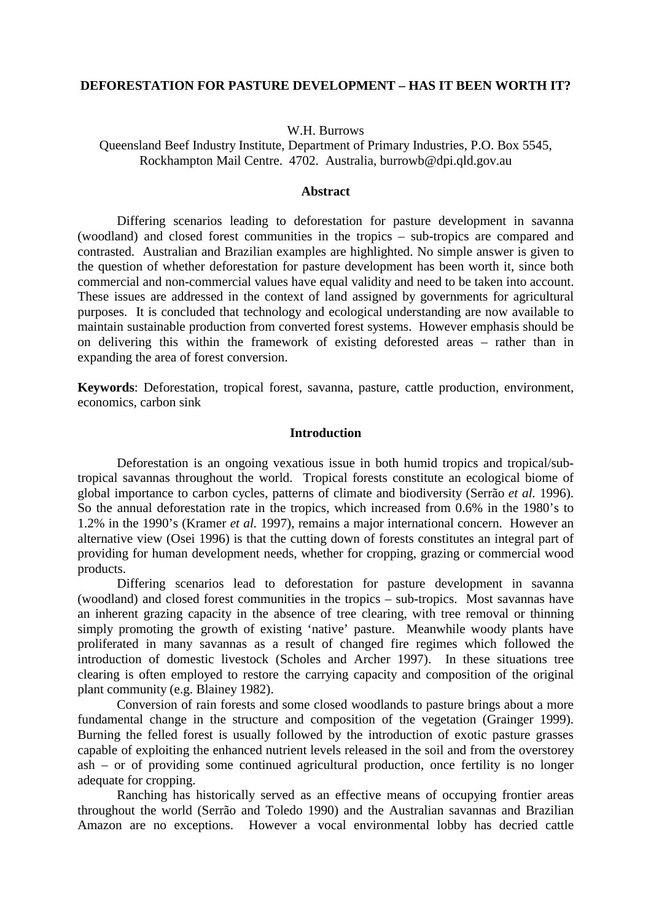# DEFORESTATION FOR PASTURE DEVELOPMENT – HAS IT BEEN WORTH IT?

W.H. Burrows

Queensland Beef Industry Institute, Department of Primary Industries, P.O. Box 5545, Rockhampton Mail Centre. 4702. Australia, burrowb@dpi.qld.gov.au

## Abstract

Differing scenarios leading to deforestation for pasture development in savanna (woodland) and closed forest communities in the tropics – sub-tropics are compared and contrasted. Australian and Brazilian examples are highlighted. No simple answer is given to the question of whether deforestation for pasture development has been worth it, since both commercial and non-commercial values have equal validity and need to be taken into account. These issues are addressed in the context of land assigned by governments for agricultural purposes. It is concluded that technology and ecological understanding are now available to maintain sustainable production from converted forest systems. However emphasis should be on delivering this within the framework of existing deforested areas – rather than in expanding the area of forest conversion.

**Keywords**: Deforestation, tropical forest, savanna, pasture, cattle production, environment, economics, carbon sink

## Introduction

Deforestation is an ongoing vexatious issue in both humid tropics and tropical/sub-tropical savannas throughout the world. Tropical forests constitute an ecological biome of global importance to carbon cycles, patterns of climate and biodiversity (Serrão *et al.* 1996). So the annual deforestation rate in the tropics, which increased from 0.6% in the 1980's to 1.2% in the 1990's (Kramer *et al.* 1997), remains a major international concern. However an alternative view (Osei 1996) is that the cutting down of forests constitutes an integral part of providing for human development needs, whether for cropping, grazing or commercial wood products.

Differing scenarios lead to deforestation for pasture development in savanna (woodland) and closed forest communities in the tropics – sub-tropics. Most savannas have an inherent grazing capacity in the absence of tree clearing, with tree removal or thinning simply promoting the growth of existing 'native' pasture. Meanwhile woody plants have proliferated in many savannas as a result of changed fire regimes which followed the introduction of domestic livestock (Scholes and Archer 1997). In these situations tree clearing is often employed to restore the carrying capacity and composition of the original plant community (e.g. Blainey 1982).

Conversion of rain forests and some closed woodlands to pasture brings about a more fundamental change in the structure and composition of the vegetation (Grainger 1999). Burning the felled forest is usually followed by the introduction of exotic pasture grasses capable of exploiting the enhanced nutrient levels released in the soil and from the overstorey ash – or of providing some continued agricultural production, once fertility is no longer adequate for cropping.

Ranching has historically served as an effective means of occupying frontier areas throughout the world (Serrão and Toledo 1990) and the Australian savannas and Brazilian Amazon are no exceptions. However a vocal environmental lobby has decried cattle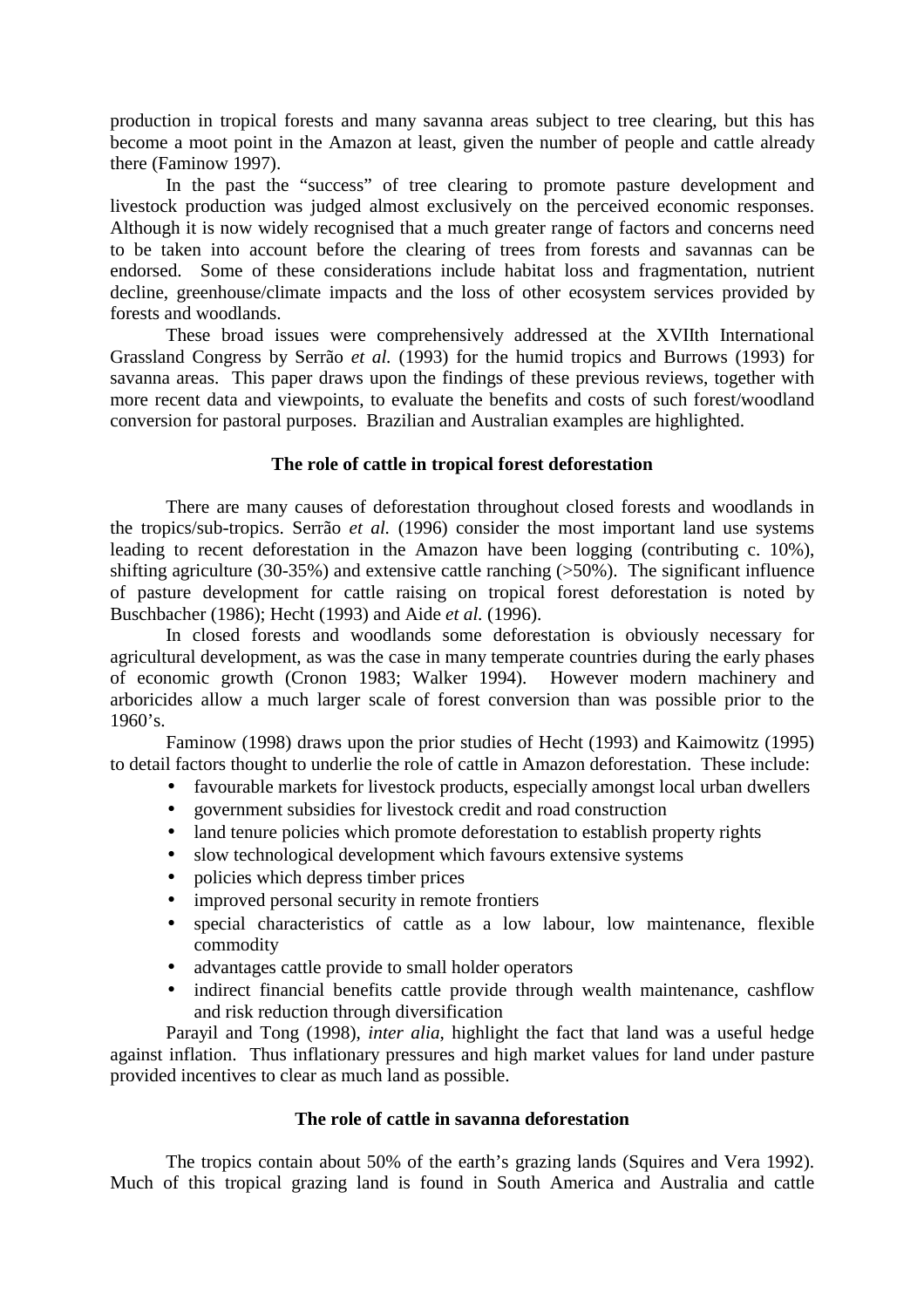production in tropical forests and many savanna areas subject to tree clearing, but this has become a moot point in the Amazon at least, given the number of people and cattle already there (Faminow 1997).

In the past the "success" of tree clearing to promote pasture development and livestock production was judged almost exclusively on the perceived economic responses. Although it is now widely recognised that a much greater range of factors and concerns need to be taken into account before the clearing of trees from forests and savannas can be endorsed. Some of these considerations include habitat loss and fragmentation, nutrient decline, greenhouse/climate impacts and the loss of other ecosystem services provided by forests and woodlands.

These broad issues were comprehensively addressed at the XVIIth International Grassland Congress by Serrão *et al.* (1993) for the humid tropics and Burrows (1993) for savanna areas. This paper draws upon the findings of these previous reviews, together with more recent data and viewpoints, to evaluate the benefits and costs of such forest/woodland conversion for pastoral purposes. Brazilian and Australian examples are highlighted.

## The role of cattle in tropical forest deforestation

There are many causes of deforestation throughout closed forests and woodlands in the tropics/sub-tropics. Serrão *et al.* (1996) consider the most important land use systems leading to recent deforestation in the Amazon have been logging (contributing c. 10%), shifting agriculture (30-35%) and extensive cattle ranching (>50%). The significant influence of pasture development for cattle raising on tropical forest deforestation is noted by Buschbacher (1986); Hecht (1993) and Aide *et al.* (1996).

In closed forests and woodlands some deforestation is obviously necessary for agricultural development, as was the case in many temperate countries during the early phases of economic growth (Cronon 1983; Walker 1994). However modern machinery and arboricides allow a much larger scale of forest conversion than was possible prior to the 1960's.

Faminow (1998) draws upon the prior studies of Hecht (1993) and Kaimowitz (1995) to detail factors thought to underlie the role of cattle in Amazon deforestation. These include:

- favourable markets for livestock products, especially amongst local urban dwellers
- government subsidies for livestock credit and road construction
- land tenure policies which promote deforestation to establish property rights
- slow technological development which favours extensive systems
- policies which depress timber prices
- improved personal security in remote frontiers
- special characteristics of cattle as a low labour, low maintenance, flexible commodity
- advantages cattle provide to small holder operators
- indirect financial benefits cattle provide through wealth maintenance, cashflow and risk reduction through diversification

Parayil and Tong (1998), *inter alia*, highlight the fact that land was a useful hedge against inflation. Thus inflationary pressures and high market values for land under pasture provided incentives to clear as much land as possible.

## The role of cattle in savanna deforestation

The tropics contain about 50% of the earth's grazing lands (Squires and Vera 1992). Much of this tropical grazing land is found in South America and Australia and cattle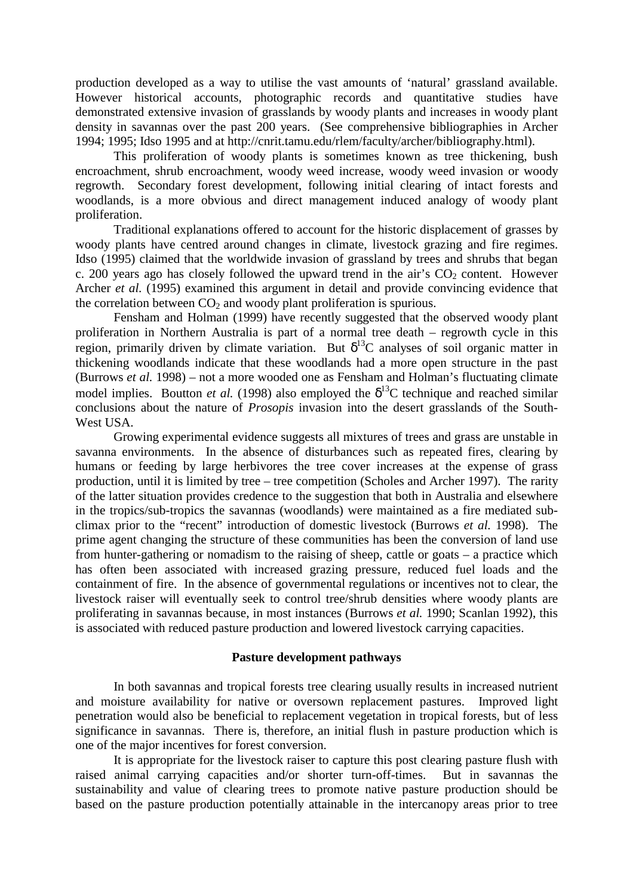production developed as a way to utilise the vast amounts of 'natural' grassland available. However historical accounts, photographic records and quantitative studies have demonstrated extensive invasion of grasslands by woody plants and increases in woody plant density in savannas over the past 200 years. (See comprehensive bibliographies in Archer 1994; 1995; Idso 1995 and at http://cnrit.tamu.edu/rlem/faculty/archer/bibliography.html).

This proliferation of woody plants is sometimes known as tree thickening, bush encroachment, shrub encroachment, woody weed increase, woody weed invasion or woody regrowth. Secondary forest development, following initial clearing of intact forests and woodlands, is a more obvious and direct management induced analogy of woody plant proliferation.

Traditional explanations offered to account for the historic displacement of grasses by woody plants have centred around changes in climate, livestock grazing and fire regimes. Idso (1995) claimed that the worldwide invasion of grassland by trees and shrubs that began c. 200 years ago has closely followed the upward trend in the air's $CO_2$ content. However Archer *et al.* (1995) examined this argument in detail and provide convincing evidence that the correlation between $CO_2$ and woody plant proliferation is spurious.

Fensham and Holman (1999) have recently suggested that the observed woody plant proliferation in Northern Australia is part of a normal tree death – regrowth cycle in this region, primarily driven by climate variation. But $\delta^{13}C$ analyses of soil organic matter in thickening woodlands indicate that these woodlands had a more open structure in the past (Burrows *et al.* 1998) – not a more wooded one as Fensham and Holman's fluctuating climate model implies. Boutton *et al.* (1998) also employed the $\delta^{13}C$ technique and reached similar conclusions about the nature of *Prosopis* invasion into the desert grasslands of the South-West USA.

Growing experimental evidence suggests all mixtures of trees and grass are unstable in savanna environments. In the absence of disturbances such as repeated fires, clearing by humans or feeding by large herbivores the tree cover increases at the expense of grass production, until it is limited by tree – tree competition (Scholes and Archer 1997). The rarity of the latter situation provides credence to the suggestion that both in Australia and elsewhere in the tropics/sub-tropics the savannas (woodlands) were maintained as a fire mediated sub-climax prior to the "recent" introduction of domestic livestock (Burrows *et al.* 1998). The prime agent changing the structure of these communities has been the conversion of land use from hunter-gathering or nomadism to the raising of sheep, cattle or goats – a practice which has often been associated with increased grazing pressure, reduced fuel loads and the containment of fire. In the absence of governmental regulations or incentives not to clear, the livestock raiser will eventually seek to control tree/shrub densities where woody plants are proliferating in savannas because, in most instances (Burrows *et al.* 1990; Scanlan 1992), this is associated with reduced pasture production and lowered livestock carrying capacities.

## Pasture development pathways

In both savannas and tropical forests tree clearing usually results in increased nutrient and moisture availability for native or oversown replacement pastures. Improved light penetration would also be beneficial to replacement vegetation in tropical forests, but of less significance in savannas. There is, therefore, an initial flush in pasture production which is one of the major incentives for forest conversion.

It is appropriate for the livestock raiser to capture this post clearing pasture flush with raised animal carrying capacities and/or shorter turn-off-times. But in savannas the sustainability and value of clearing trees to promote native pasture production should be based on the pasture production potentially attainable in the intercanopy areas prior to tree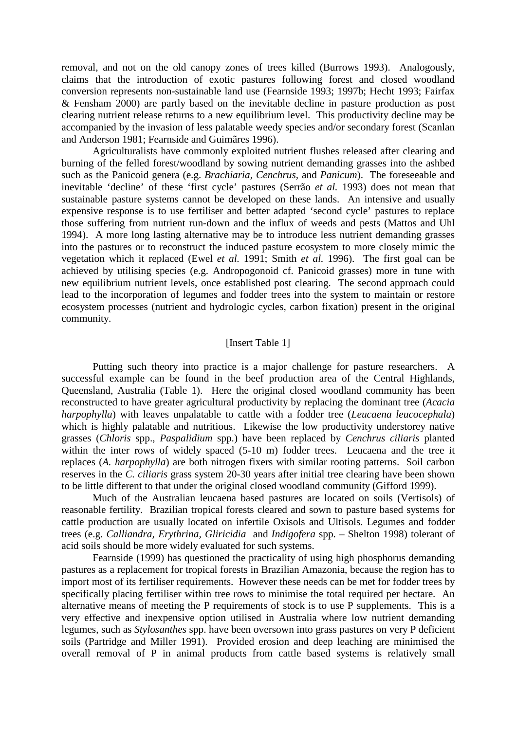removal, and not on the old canopy zones of trees killed (Burrows 1993). Analogously, claims that the introduction of exotic pastures following forest and closed woodland conversion represents non-sustainable land use (Fearnside 1993; 1997b; Hecht 1993; Fairfax & Fensham 2000) are partly based on the inevitable decline in pasture production as post clearing nutrient release returns to a new equilibrium level. This productivity decline may be accompanied by the invasion of less palatable weedy species and/or secondary forest (Scanlan and Anderson 1981; Fearnside and Guimãres 1996).

Agriculturalists have commonly exploited nutrient flushes released after clearing and burning of the felled forest/woodland by sowing nutrient demanding grasses into the ashbed such as the Panicoid genera (e.g. *Brachiaria*, *Cenchrus*, and *Panicum*). The foreseeable and inevitable 'decline' of these 'first cycle' pastures (Serrão *et al.* 1993) does not mean that sustainable pasture systems cannot be developed on these lands. An intensive and usually expensive response is to use fertiliser and better adapted 'second cycle' pastures to replace those suffering from nutrient run-down and the influx of weeds and pests (Mattos and Uhl 1994). A more long lasting alternative may be to introduce less nutrient demanding grasses into the pastures or to reconstruct the induced pasture ecosystem to more closely mimic the vegetation which it replaced (Ewel *et al.* 1991; Smith *et al.* 1996). The first goal can be achieved by utilising species (e.g. Andropogonoid cf. Panicoid grasses) more in tune with new equilibrium nutrient levels, once established post clearing. The second approach could lead to the incorporation of legumes and fodder trees into the system to maintain or restore ecosystem processes (nutrient and hydrologic cycles, carbon fixation) present in the original community.

[Insert Table 1]

Putting such theory into practice is a major challenge for pasture researchers. A successful example can be found in the beef production area of the Central Highlands, Queensland, Australia (Table 1). Here the original closed woodland community has been reconstructed to have greater agricultural productivity by replacing the dominant tree (*Acacia harpophylla*) with leaves unpalatable to cattle with a fodder tree (*Leucaena leucocephala*) which is highly palatable and nutritious. Likewise the low productivity understorey native grasses (*Chloris* spp., *Paspalidium* spp.) have been replaced by *Cenchrus ciliaris* planted within the inter rows of widely spaced (5-10 m) fodder trees. Leucaena and the tree it replaces (*A. harpophylla*) are both nitrogen fixers with similar rooting patterns. Soil carbon reserves in the *C. ciliaris* grass system 20-30 years after initial tree clearing have been shown to be little different to that under the original closed woodland community (Gifford 1999).

Much of the Australian leucaena based pastures are located on soils (Vertisols) of reasonable fertility. Brazilian tropical forests cleared and sown to pasture based systems for cattle production are usually located on infertile Oxisols and Ultisols. Legumes and fodder trees (e.g. *Calliandra*, *Erythrina*, *Gliricidia* and *Indigofera* spp. – Shelton 1998) tolerant of acid soils should be more widely evaluated for such systems.

Fearnside (1999) has questioned the practicality of using high phosphorus demanding pastures as a replacement for tropical forests in Brazilian Amazonia, because the region has to import most of its fertiliser requirements. However these needs can be met for fodder trees by specifically placing fertiliser within tree rows to minimise the total required per hectare. An alternative means of meeting the P requirements of stock is to use P supplements. This is a very effective and inexpensive option utilised in Australia where low nutrient demanding legumes, such as *Stylosanthes* spp. have been oversown into grass pastures on very P deficient soils (Partridge and Miller 1991). Provided erosion and deep leaching are minimised the overall removal of P in animal products from cattle based systems is relatively small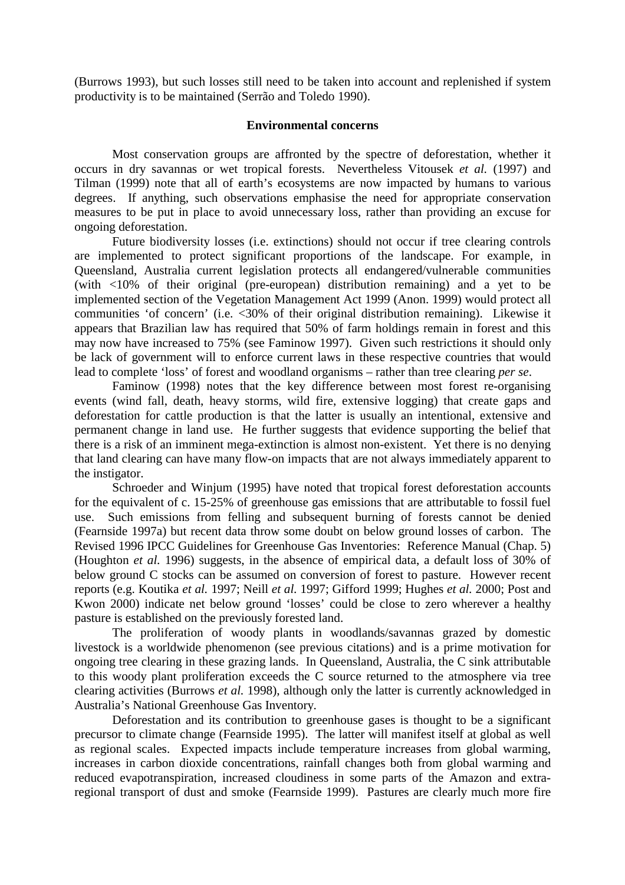(Burrows 1993), but such losses still need to be taken into account and replenished if system productivity is to be maintained (Serrão and Toledo 1990).

### Environmental concerns

Most conservation groups are affronted by the spectre of deforestation, whether it occurs in dry savannas or wet tropical forests. Nevertheless Vitousek *et al.* (1997) and Tilman (1999) note that all of earth's ecosystems are now impacted by humans to various degrees. If anything, such observations emphasise the need for appropriate conservation measures to be put in place to avoid unnecessary loss, rather than providing an excuse for ongoing deforestation.

Future biodiversity losses (i.e. extinctions) should not occur if tree clearing controls are implemented to protect significant proportions of the landscape. For example, in Queensland, Australia current legislation protects all endangered/vulnerable communities (with <10% of their original (pre-european) distribution remaining) and a yet to be implemented section of the Vegetation Management Act 1999 (Anon. 1999) would protect all communities 'of concern' (i.e. <30% of their original distribution remaining). Likewise it appears that Brazilian law has required that 50% of farm holdings remain in forest and this may now have increased to 75% (see Faminow 1997). Given such restrictions it should only be lack of government will to enforce current laws in these respective countries that would lead to complete 'loss' of forest and woodland organisms – rather than tree clearing *per se*.

Faminow (1998) notes that the key difference between most forest re-organising events (wind fall, death, heavy storms, wild fire, extensive logging) that create gaps and deforestation for cattle production is that the latter is usually an intentional, extensive and permanent change in land use. He further suggests that evidence supporting the belief that there is a risk of an imminent mega-extinction is almost non-existent. Yet there is no denying that land clearing can have many flow-on impacts that are not always immediately apparent to the instigator.

Schroeder and Winjum (1995) have noted that tropical forest deforestation accounts for the equivalent of c. 15-25% of greenhouse gas emissions that are attributable to fossil fuel use. Such emissions from felling and subsequent burning of forests cannot be denied (Fearnside 1997a) but recent data throw some doubt on below ground losses of carbon. The Revised 1996 IPCC Guidelines for Greenhouse Gas Inventories: Reference Manual (Chap. 5) (Houghton *et al.* 1996) suggests, in the absence of empirical data, a default loss of 30% of below ground C stocks can be assumed on conversion of forest to pasture. However recent reports (e.g. Koutika *et al.* 1997; Neill *et al.* 1997; Gifford 1999; Hughes *et al.* 2000; Post and Kwon 2000) indicate net below ground 'losses' could be close to zero wherever a healthy pasture is established on the previously forested land.

The proliferation of woody plants in woodlands/savannas grazed by domestic livestock is a worldwide phenomenon (see previous citations) and is a prime motivation for ongoing tree clearing in these grazing lands. In Queensland, Australia, the C sink attributable to this woody plant proliferation exceeds the C source returned to the atmosphere via tree clearing activities (Burrows *et al.* 1998), although only the latter is currently acknowledged in Australia's National Greenhouse Gas Inventory.

Deforestation and its contribution to greenhouse gases is thought to be a significant precursor to climate change (Fearnside 1995). The latter will manifest itself at global as well as regional scales. Expected impacts include temperature increases from global warming, increases in carbon dioxide concentrations, rainfall changes both from global warming and reduced evapotranspiration, increased cloudiness in some parts of the Amazon and extra-regional transport of dust and smoke (Fearnside 1999). Pastures are clearly much more fire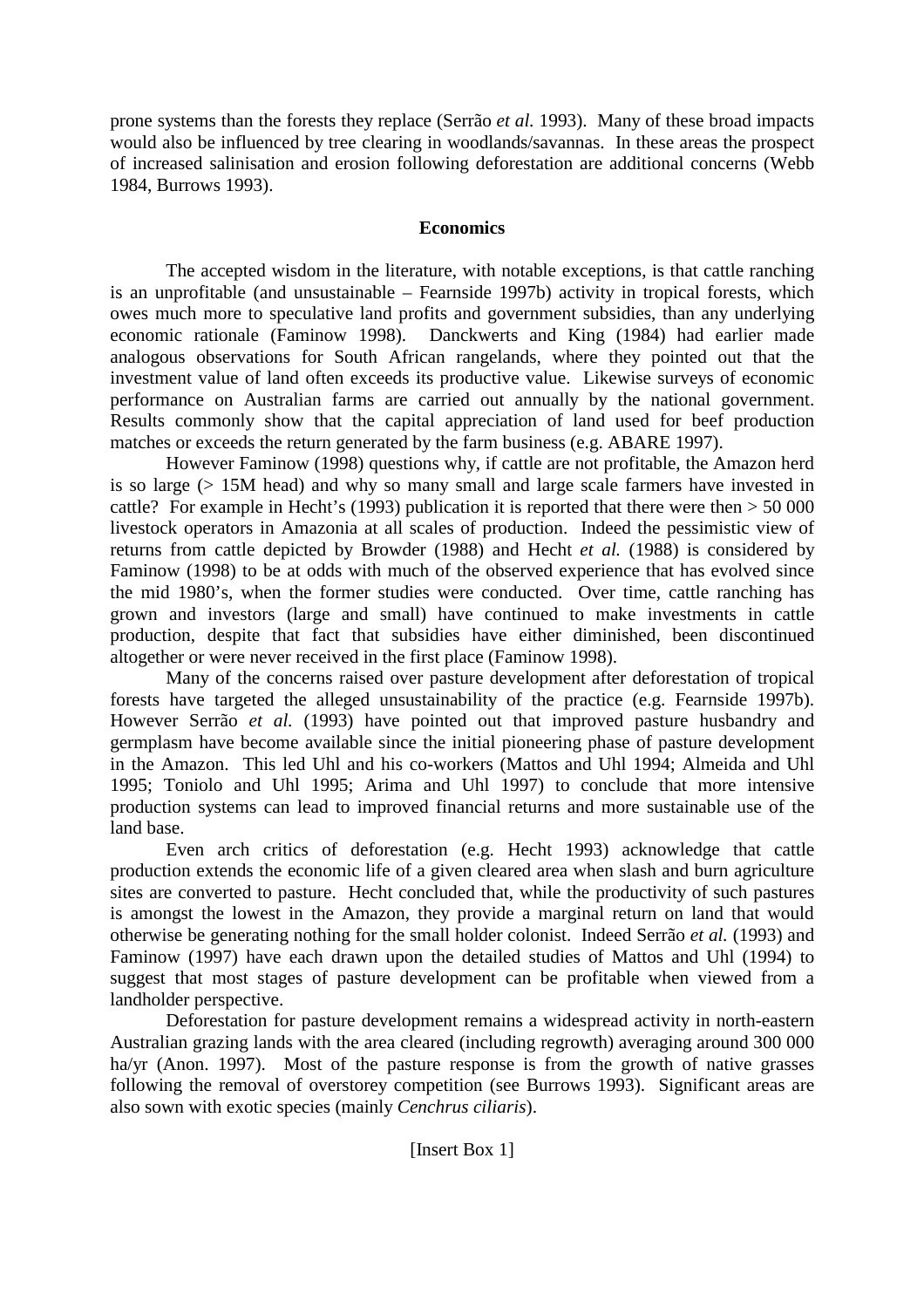prone systems than the forests they replace (Serrão *et al.* 1993). Many of these broad impacts would also be influenced by tree clearing in woodlands/savannas. In these areas the prospect of increased salinisation and erosion following deforestation are additional concerns (Webb 1984, Burrows 1993).

## Economics

The accepted wisdom in the literature, with notable exceptions, is that cattle ranching is an unprofitable (and unsustainable – Fearnside 1997b) activity in tropical forests, which owes much more to speculative land profits and government subsidies, than any underlying economic rationale (Faminow 1998). Danckwerts and King (1984) had earlier made analogous observations for South African rangelands, where they pointed out that the investment value of land often exceeds its productive value. Likewise surveys of economic performance on Australian farms are carried out annually by the national government. Results commonly show that the capital appreciation of land used for beef production matches or exceeds the return generated by the farm business (e.g. ABARE 1997).

However Faminow (1998) questions why, if cattle are not profitable, the Amazon herd is so large (> 15M head) and why so many small and large scale farmers have invested in cattle? For example in Hecht's (1993) publication it is reported that there were then > 50 000 livestock operators in Amazonia at all scales of production. Indeed the pessimistic view of returns from cattle depicted by Browder (1988) and Hecht *et al.* (1988) is considered by Faminow (1998) to be at odds with much of the observed experience that has evolved since the mid 1980's, when the former studies were conducted. Over time, cattle ranching has grown and investors (large and small) have continued to make investments in cattle production, despite that fact that subsidies have either diminished, been discontinued altogether or were never received in the first place (Faminow 1998).

Many of the concerns raised over pasture development after deforestation of tropical forests have targeted the alleged unsustainability of the practice (e.g. Fearnside 1997b). However Serrão *et al.* (1993) have pointed out that improved pasture husbandry and germplasm have become available since the initial pioneering phase of pasture development in the Amazon. This led Uhl and his co-workers (Mattos and Uhl 1994; Almeida and Uhl 1995; Toniolo and Uhl 1995; Arima and Uhl 1997) to conclude that more intensive production systems can lead to improved financial returns and more sustainable use of the land base.

Even arch critics of deforestation (e.g. Hecht 1993) acknowledge that cattle production extends the economic life of a given cleared area when slash and burn agriculture sites are converted to pasture. Hecht concluded that, while the productivity of such pastures is amongst the lowest in the Amazon, they provide a marginal return on land that would otherwise be generating nothing for the small holder colonist. Indeed Serrão *et al.* (1993) and Faminow (1997) have each drawn upon the detailed studies of Mattos and Uhl (1994) to suggest that most stages of pasture development can be profitable when viewed from a landholder perspective.

Deforestation for pasture development remains a widespread activity in north-eastern Australian grazing lands with the area cleared (including regrowth) averaging around 300 000 ha/yr (Anon. 1997). Most of the pasture response is from the growth of native grasses following the removal of overstorey competition (see Burrows 1993). Significant areas are also sown with exotic species (mainly *Cenchrus ciliaris*).

[Insert Box 1]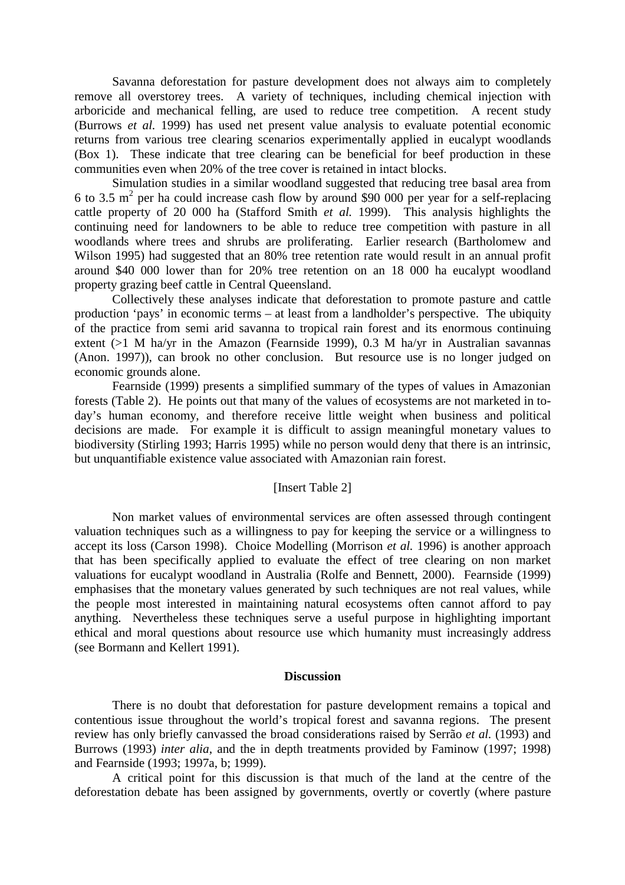Savanna deforestation for pasture development does not always aim to completely remove all overstorey trees. A variety of techniques, including chemical injection with arboricide and mechanical felling, are used to reduce tree competition. A recent study (Burrows *et al.* 1999) has used net present value analysis to evaluate potential economic returns from various tree clearing scenarios experimentally applied in eucalypt woodlands (Box 1). These indicate that tree clearing can be beneficial for beef production in these communities even when 20% of the tree cover is retained in intact blocks.

Simulation studies in a similar woodland suggested that reducing tree basal area from 6 to 3.5 $m^2$ per ha could increase cash flow by around \$90 000 per year for a self-replacing cattle property of 20 000 ha (Stafford Smith *et al.* 1999). This analysis highlights the continuing need for landowners to be able to reduce tree competition with pasture in all woodlands where trees and shrubs are proliferating. Earlier research (Bartholomew and Wilson 1995) had suggested that an 80% tree retention rate would result in an annual profit around \$40 000 lower than for 20% tree retention on an 18 000 ha eucalypt woodland property grazing beef cattle in Central Queensland.

Collectively these analyses indicate that deforestation to promote pasture and cattle production 'pays' in economic terms – at least from a landholder's perspective. The ubiquity of the practice from semi arid savanna to tropical rain forest and its enormous continuing extent (>1 M ha/yr in the Amazon (Fearnside 1999), 0.3 M ha/yr in Australian savannas (Anon. 1997)), can brook no other conclusion. But resource use is no longer judged on economic grounds alone.

Fearnside (1999) presents a simplified summary of the types of values in Amazonian forests (Table 2). He points out that many of the values of ecosystems are not marketed in to-day's human economy, and therefore receive little weight when business and political decisions are made. For example it is difficult to assign meaningful monetary values to biodiversity (Stirling 1993; Harris 1995) while no person would deny that there is an intrinsic, but unquantifiable existence value associated with Amazonian rain forest.

[Insert Table 2]

Non market values of environmental services are often assessed through contingent valuation techniques such as a willingness to pay for keeping the service or a willingness to accept its loss (Carson 1998). Choice Modelling (Morrison *et al.* 1996) is another approach that has been specifically applied to evaluate the effect of tree clearing on non market valuations for eucalypt woodland in Australia (Rolfe and Bennett, 2000). Fearnside (1999) emphasises that the monetary values generated by such techniques are not real values, while the people most interested in maintaining natural ecosystems often cannot afford to pay anything. Nevertheless these techniques serve a useful purpose in highlighting important ethical and moral questions about resource use which humanity must increasingly address (see Bormann and Kellert 1991).

## Discussion

There is no doubt that deforestation for pasture development remains a topical and contentious issue throughout the world's tropical forest and savanna regions. The present review has only briefly canvassed the broad considerations raised by Serrão *et al.* (1993) and Burrows (1993) *inter alia*, and the in depth treatments provided by Faminow (1997; 1998) and Fearnside (1993; 1997a, b; 1999).

A critical point for this discussion is that much of the land at the centre of the deforestation debate has been assigned by governments, overtly or covertly (where pasture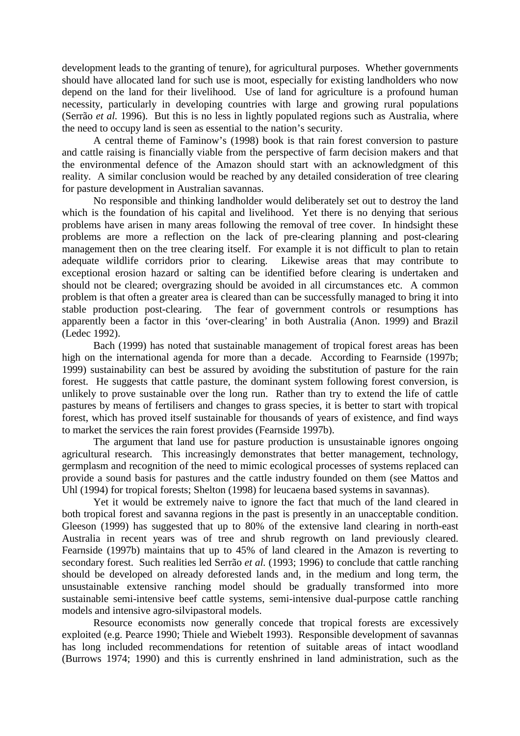development leads to the granting of tenure), for agricultural purposes. Whether governments should have allocated land for such use is moot, especially for existing landholders who now depend on the land for their livelihood. Use of land for agriculture is a profound human necessity, particularly in developing countries with large and growing rural populations (Serrão *et al.* 1996). But this is no less in lightly populated regions such as Australia, where the need to occupy land is seen as essential to the nation's security.

A central theme of Faminow's (1998) book is that rain forest conversion to pasture and cattle raising is financially viable from the perspective of farm decision makers and that the environmental defence of the Amazon should start with an acknowledgment of this reality. A similar conclusion would be reached by any detailed consideration of tree clearing for pasture development in Australian savannas.

No responsible and thinking landholder would deliberately set out to destroy the land which is the foundation of his capital and livelihood. Yet there is no denying that serious problems have arisen in many areas following the removal of tree cover. In hindsight these problems are more a reflection on the lack of pre-clearing planning and post-clearing management then on the tree clearing itself. For example it is not difficult to plan to retain adequate wildlife corridors prior to clearing. Likewise areas that may contribute to exceptional erosion hazard or salting can be identified before clearing is undertaken and should not be cleared; overgrazing should be avoided in all circumstances etc. A common problem is that often a greater area is cleared than can be successfully managed to bring it into stable production post-clearing. The fear of government controls or resumptions has apparently been a factor in this 'over-clearing' in both Australia (Anon. 1999) and Brazil (Ledec 1992).

Bach (1999) has noted that sustainable management of tropical forest areas has been high on the international agenda for more than a decade. According to Fearnside (1997b; 1999) sustainability can best be assured by avoiding the substitution of pasture for the rain forest. He suggests that cattle pasture, the dominant system following forest conversion, is unlikely to prove sustainable over the long run. Rather than try to extend the life of cattle pastures by means of fertilisers and changes to grass species, it is better to start with tropical forest, which has proved itself sustainable for thousands of years of existence, and find ways to market the services the rain forest provides (Fearnside 1997b).

The argument that land use for pasture production is unsustainable ignores ongoing agricultural research. This increasingly demonstrates that better management, technology, germplasm and recognition of the need to mimic ecological processes of systems replaced can provide a sound basis for pastures and the cattle industry founded on them (see Mattos and Uhl (1994) for tropical forests; Shelton (1998) for leucaena based systems in savannas).

Yet it would be extremely naive to ignore the fact that much of the land cleared in both tropical forest and savanna regions in the past is presently in an unacceptable condition. Gleeson (1999) has suggested that up to 80% of the extensive land clearing in north-east Australia in recent years was of tree and shrub regrowth on land previously cleared. Fearnside (1997b) maintains that up to 45% of land cleared in the Amazon is reverting to secondary forest. Such realities led Serrão *et al.* (1993; 1996) to conclude that cattle ranching should be developed on already deforested lands and, in the medium and long term, the unsustainable extensive ranching model should be gradually transformed into more sustainable semi-intensive beef cattle systems, semi-intensive dual-purpose cattle ranching models and intensive agro-silvipastoral models.

Resource economists now generally concede that tropical forests are excessively exploited (e.g. Pearce 1990; Thiele and Wiebelt 1993). Responsible development of savannas has long included recommendations for retention of suitable areas of intact woodland (Burrows 1974; 1990) and this is currently enshrined in land administration, such as the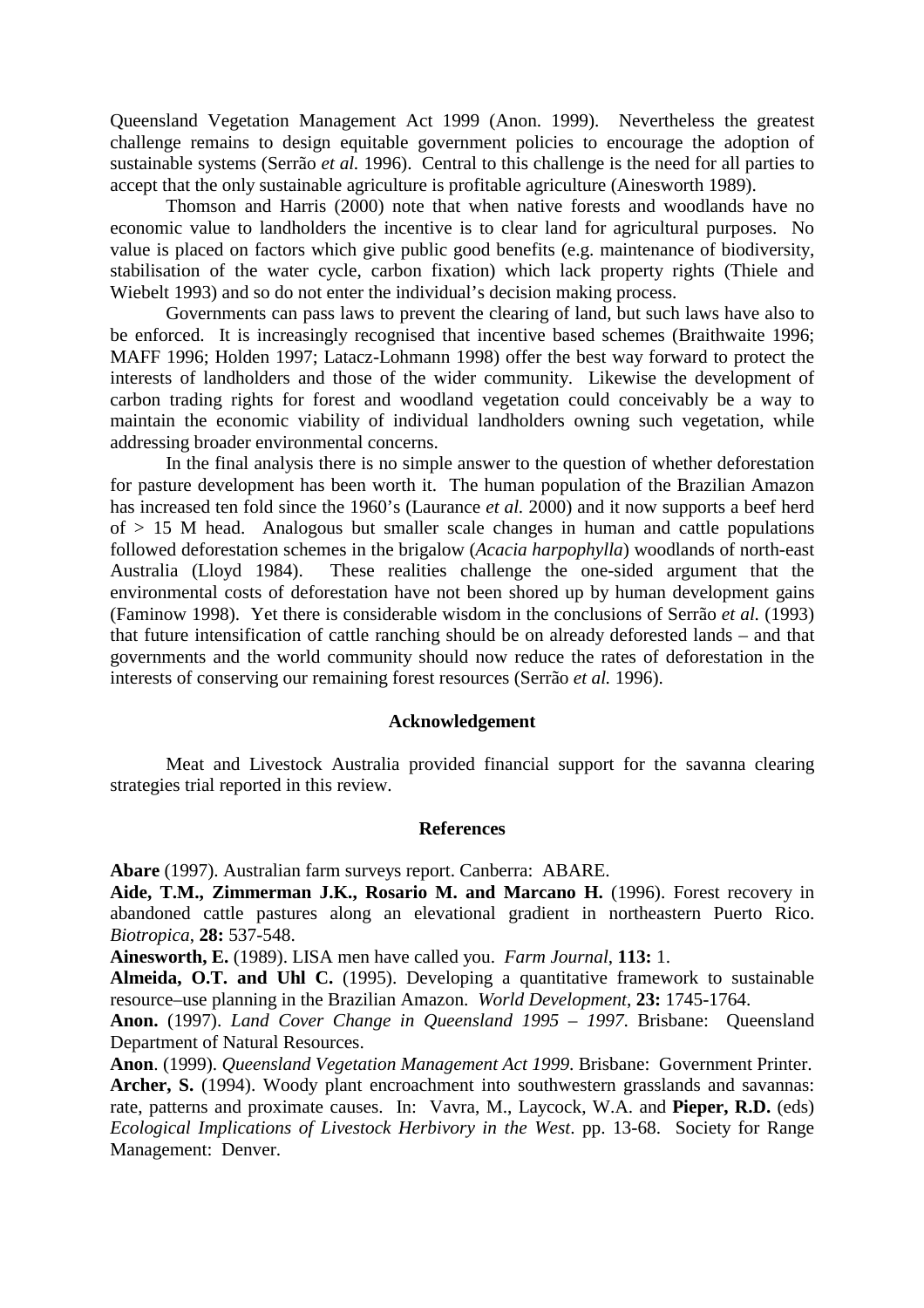Queensland Vegetation Management Act 1999 (Anon. 1999). Nevertheless the greatest challenge remains to design equitable government policies to encourage the adoption of sustainable systems (Serrão *et al.* 1996). Central to this challenge is the need for all parties to accept that the only sustainable agriculture is profitable agriculture (Ainesworth 1989).

Thomson and Harris (2000) note that when native forests and woodlands have no economic value to landholders the incentive is to clear land for agricultural purposes. No value is placed on factors which give public good benefits (e.g. maintenance of biodiversity, stabilisation of the water cycle, carbon fixation) which lack property rights (Thiele and Wiebelt 1993) and so do not enter the individual's decision making process.

Governments can pass laws to prevent the clearing of land, but such laws have also to be enforced. It is increasingly recognised that incentive based schemes (Braithwaite 1996; MAFF 1996; Holden 1997; Latacz-Lohmann 1998) offer the best way forward to protect the interests of landholders and those of the wider community. Likewise the development of carbon trading rights for forest and woodland vegetation could conceivably be a way to maintain the economic viability of individual landholders owning such vegetation, while addressing broader environmental concerns.

In the final analysis there is no simple answer to the question of whether deforestation for pasture development has been worth it. The human population of the Brazilian Amazon has increased ten fold since the 1960's (Laurance *et al.* 2000) and it now supports a beef herd of > 15 M head. Analogous but smaller scale changes in human and cattle populations followed deforestation schemes in the brigalow (*Acacia harpophylla*) woodlands of north-east Australia (Lloyd 1984). These realities challenge the one-sided argument that the environmental costs of deforestation have not been shored up by human development gains (Faminow 1998). Yet there is considerable wisdom in the conclusions of Serrão *et al.* (1993) that future intensification of cattle ranching should be on already deforested lands – and that governments and the world community should now reduce the rates of deforestation in the interests of conserving our remaining forest resources (Serrão *et al.* 1996).

## Acknowledgement

Meat and Livestock Australia provided financial support for the savanna clearing strategies trial reported in this review.

## References

**Abare** (1997). Australian farm surveys report. Canberra: ABARE.

**Aide, T.M., Zimmerman J.K., Rosario M. and Marcano H.** (1996). Forest recovery in abandoned cattle pastures along an elevational gradient in northeastern Puerto Rico. *Biotropica*, **28:** 537-548.

**Ainesworth, E.** (1989). LISA men have called you. *Farm Journal*, **113:** 1.

**Almeida, O.T. and Uhl C.** (1995). Developing a quantitative framework to sustainable resource–use planning in the Brazilian Amazon. *World Development*, **23:** 1745-1764.

**Anon.** (1997). *Land Cover Change in Queensland 1995 – 1997*. Brisbane: Queensland Department of Natural Resources.

**Anon**. (1999). *Queensland Vegetation Management Act 1999*. Brisbane: Government Printer.

**Archer, S.** (1994). Woody plant encroachment into southwestern grasslands and savannas: rate, patterns and proximate causes. In: Vavra, M., Laycock, W.A. and **Pieper, R.D.** (eds) *Ecological Implications of Livestock Herbivory in the West*. pp. 13-68. Society for Range Management: Denver.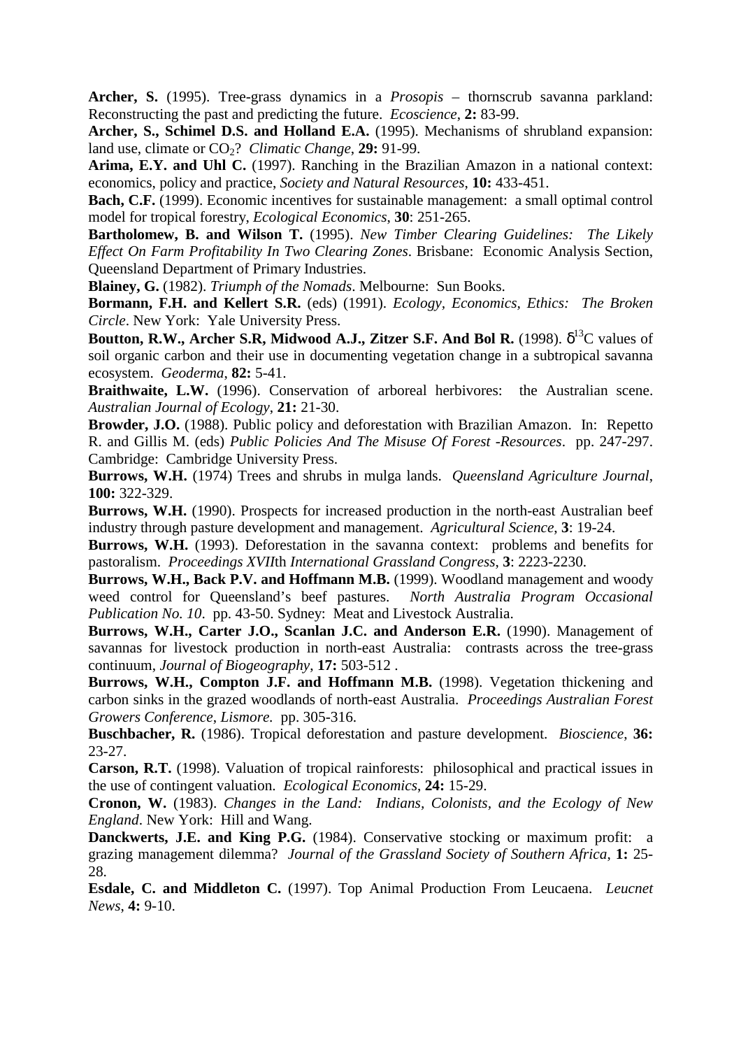**Archer, S.** (1995). Tree-grass dynamics in a *Prosopis* – thornscrub savanna parkland: Reconstructing the past and predicting the future. *Ecoscience*, **2:** 83-99.

**Archer, S., Schimel D.S. and Holland E.A.** (1995). Mechanisms of shrubland expansion: land use, climate or $CO_2$? *Climatic Change*, **29:** 91-99.

**Arima, E.Y. and Uhl C.** (1997). Ranching in the Brazilian Amazon in a national context: economics, policy and practice, *Society and Natural Resources*, **10:** 433-451.

**Bach, C.F.** (1999). Economic incentives for sustainable management: a small optimal control model for tropical forestry, *Ecological Economics*, **30**: 251-265.

**Bartholomew, B. and Wilson T.** (1995). *New Timber Clearing Guidelines: The Likely Effect On Farm Profitability In Two Clearing Zones*. Brisbane: Economic Analysis Section, Queensland Department of Primary Industries.

**Blainey, G.** (1982). *Triumph of the Nomads*. Melbourne: Sun Books.

**Bormann, F.H. and Kellert S.R.** (eds) (1991). *Ecology, Economics, Ethics: The Broken Circle*. New York: Yale University Press.

**Boutton, R.W., Archer S.R, Midwood A.J., Zitzer S.F. And Bol R.** (1998). $\delta^{13}C$ values of soil organic carbon and their use in documenting vegetation change in a subtropical savanna ecosystem. *Geoderma*, **82:** 5-41.

**Braithwaite, L.W.** (1996). Conservation of arboreal herbivores: the Australian scene. *Australian Journal of Ecology*, **21:** 21-30.

**Browder, J.O.** (1988). Public policy and deforestation with Brazilian Amazon. In: Repetto R. and Gillis M. (eds) *Public Policies And The Misuse Of Forest -Resources*. pp. 247-297. Cambridge: Cambridge University Press.

**Burrows, W.H.** (1974) Trees and shrubs in mulga lands. *Queensland Agriculture Journal*, **100:** 322-329.

**Burrows, W.H.** (1990). Prospects for increased production in the north-east Australian beef industry through pasture development and management. *Agricultural Science*, **3**: 19-24.

**Burrows, W.H.** (1993). Deforestation in the savanna context: problems and benefits for pastoralism. *Proceedings XVII*th *International Grassland Congress*, **3**: 2223-2230.

**Burrows, W.H., Back P.V. and Hoffmann M.B.** (1999). Woodland management and woody weed control for Queensland's beef pastures. *North Australia Program Occasional Publication No. 10*. pp. 43-50. Sydney: Meat and Livestock Australia.

**Burrows, W.H., Carter J.O., Scanlan J.C. and Anderson E.R.** (1990). Management of savannas for livestock production in north-east Australia: contrasts across the tree-grass continuum, *Journal of Biogeography*, **17:** 503-512 .

**Burrows, W.H., Compton J.F. and Hoffmann M.B.** (1998). Vegetation thickening and carbon sinks in the grazed woodlands of north-east Australia. *Proceedings Australian Forest Growers Conference, Lismore.* pp. 305-316.

**Buschbacher, R.** (1986). Tropical deforestation and pasture development. *Bioscience*, **36:** 23-27.

**Carson, R.T.** (1998). Valuation of tropical rainforests: philosophical and practical issues in the use of contingent valuation. *Ecological Economics*, **24:** 15-29.

**Cronon, W.** (1983). *Changes in the Land: Indians, Colonists, and the Ecology of New England*. New York: Hill and Wang.

**Danckwerts, J.E. and King P.G.** (1984). Conservative stocking or maximum profit: a grazing management dilemma? *Journal of the Grassland Society of Southern Africa*, **1:** 25-28.

**Esdale, C. and Middleton C.** (1997). Top Animal Production From Leucaena. *Leucnet News*, **4:** 9-10.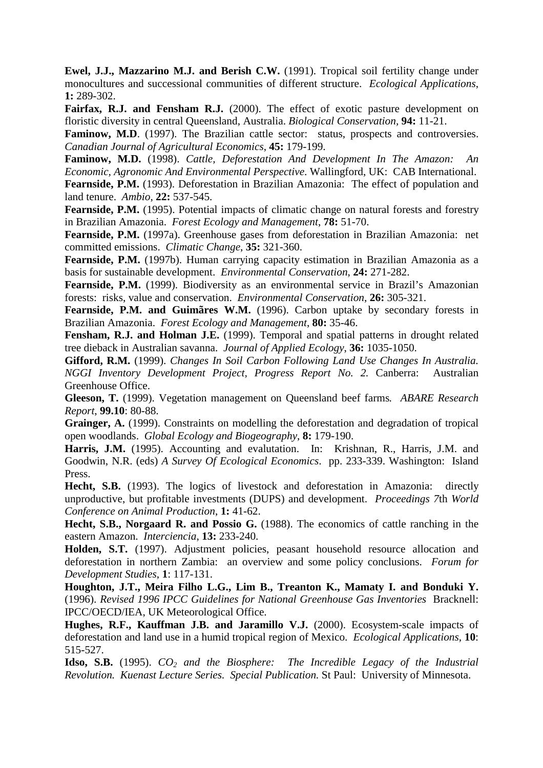**Ewel, J.J., Mazzarino M.J. and Berish C.W.** (1991). Tropical soil fertility change under monocultures and successional communities of different structure. *Ecological Applications*, **1:** 289-302.

**Fairfax, R.J. and Fensham R.J.** (2000). The effect of exotic pasture development on floristic diversity in central Queensland, Australia. *Biological Conservation,* **94:** 11-21.

**Faminow, M.D**. (1997). The Brazilian cattle sector: status, prospects and controversies. *Canadian Journal of Agricultural Economics*, **45:** 179-199.

**Faminow, M.D.** (1998). *Cattle, Deforestation And Development In The Amazon: An Economic, Agronomic And Environmental Perspective*. Wallingford, UK: CAB International.

**Fearnside, P.M.** (1993). Deforestation in Brazilian Amazonia: The effect of population and land tenure. *Ambio*, **22:** 537-545.

**Fearnside, P.M.** (1995). Potential impacts of climatic change on natural forests and forestry in Brazilian Amazonia. *Forest Ecology and Management*, **78:** 51-70.

**Fearnside, P.M.** (1997a). Greenhouse gases from deforestation in Brazilian Amazonia: net committed emissions. *Climatic Change*, **35:** 321-360.

**Fearnside, P.M.** (1997b). Human carrying capacity estimation in Brazilian Amazonia as a basis for sustainable development. *Environmental Conservation*, **24:** 271-282.

**Fearnside, P.M.** (1999). Biodiversity as an environmental service in Brazil's Amazonian forests: risks, value and conservation. *Environmental Conservation*, **26:** 305-321.

**Fearnside, P.M. and Guimãres W.M.** (1996). Carbon uptake by secondary forests in Brazilian Amazonia. *Forest Ecology and Management*, **80:** 35-46.

**Fensham, R.J. and Holman J.E.** (1999). Temporal and spatial patterns in drought related tree dieback in Australian savanna. *Journal of Applied Ecology*, **36:** 1035-1050.

**Gifford, R.M.** (1999). *Changes In Soil Carbon Following Land Use Changes In Australia. NGGI Inventory Development Project, Progress Report No. 2.* Canberra: Australian Greenhouse Office.

**Gleeson, T.** (1999). Vegetation management on Queensland beef farms*. ABARE Research Report*, **99.10**: 80-88.

**Grainger, A.** (1999). Constraints on modelling the deforestation and degradation of tropical open woodlands. *Global Ecology and Biogeography*, **8:** 179-190.

**Harris, J.M.** (1995). Accounting and evalutation. In: Krishnan, R., Harris, J.M. and Goodwin, N.R. (eds) *A Survey Of Ecological Economics*. pp. 233-339. Washington: Island Press.

**Hecht, S.B.** (1993). The logics of livestock and deforestation in Amazonia: directly unproductive, but profitable investments (DUPS) and development. *Proceedings 7*th *World Conference on Animal Production*, **1:** 41-62.

**Hecht, S.B., Norgaard R. and Possio G.** (1988). The economics of cattle ranching in the eastern Amazon. *Interciencia*, **13:** 233-240.

**Holden, S.T.** (1997). Adjustment policies, peasant household resource allocation and deforestation in northern Zambia: an overview and some policy conclusions. *Forum for Development Studies*, **1**: 117-131.

**Houghton, J.T., Meira Filho L.G., Lim B., Treanton K., Mamaty I. and Bonduki Y.** (1996). *Revised 1996 IPCC Guidelines for National Greenhouse Gas Inventories* Bracknell: IPCC/OECD/IEA, UK Meteorological Office.

**Hughes, R.F., Kauffman J.B. and Jaramillo V.J.** (2000). Ecosystem-scale impacts of deforestation and land use in a humid tropical region of Mexico. *Ecological Applications*, **10**: 515-527.

**Idso, S.B.** (1995). *$CO_2$ and the Biosphere: The Incredible Legacy of the Industrial Revolution. Kuenast Lecture Series. Special Publication.* St Paul: University of Minnesota.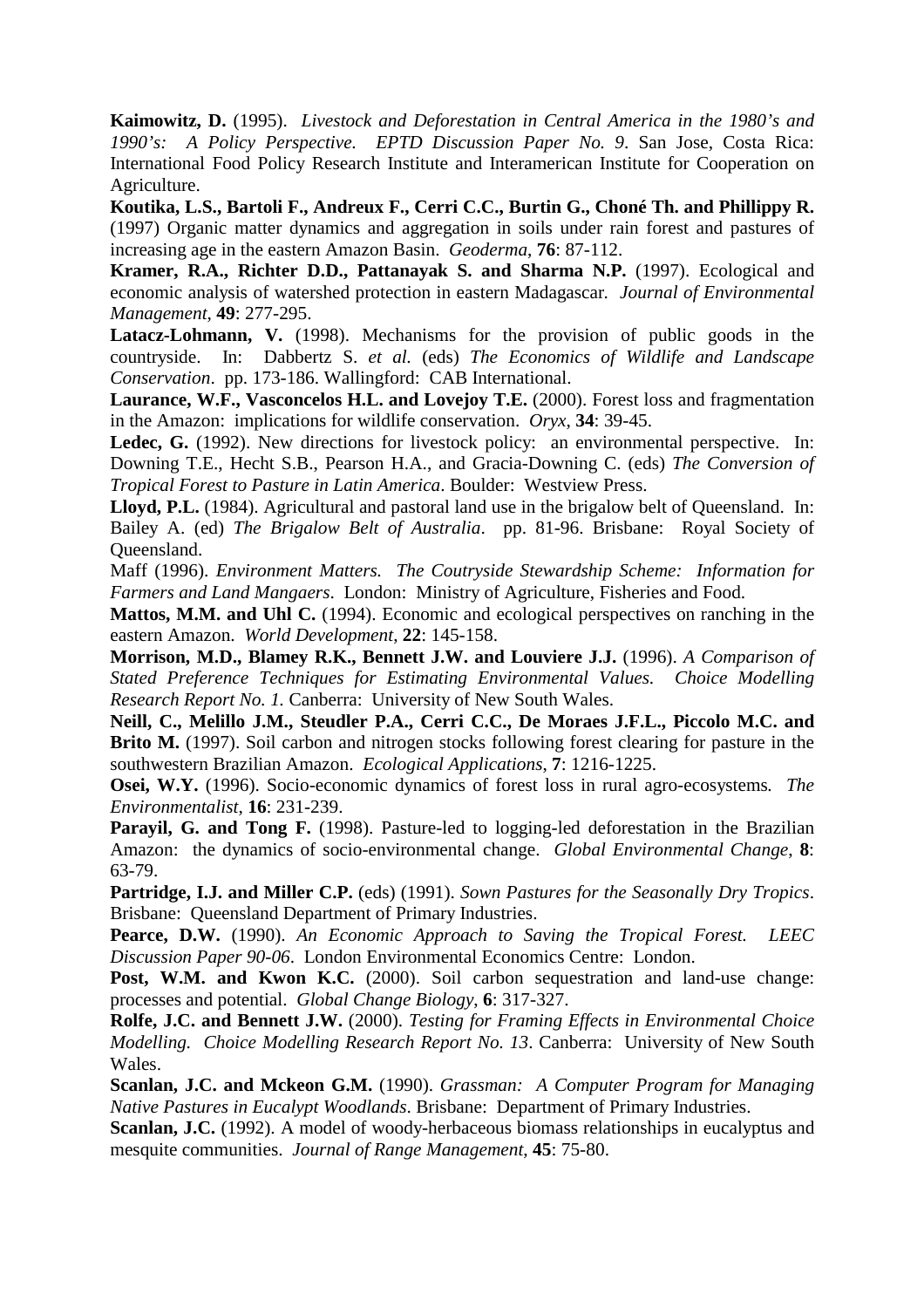**Kaimowitz, D.** (1995). *Livestock and Deforestation in Central America in the 1980's and 1990's: A Policy Perspective. EPTD Discussion Paper No. 9*. San Jose, Costa Rica: International Food Policy Research Institute and Interamerican Institute for Cooperation on Agriculture.

**Koutika, L.S., Bartoli F., Andreux F., Cerri C.C., Burtin G., Choné Th. and Phillippy R.** (1997) Organic matter dynamics and aggregation in soils under rain forest and pastures of increasing age in the eastern Amazon Basin. *Geoderma*, **76**: 87-112.

**Kramer, R.A., Richter D.D., Pattanayak S. and Sharma N.P.** (1997). Ecological and economic analysis of watershed protection in eastern Madagascar. *Journal of Environmental Management*, **49**: 277-295.

**Latacz-Lohmann, V.** (1998). Mechanisms for the provision of public goods in the countryside. In: Dabbertz S. *et al.* (eds) *The Economics of Wildlife and Landscape Conservation*. pp. 173-186. Wallingford: CAB International.

**Laurance, W.F., Vasconcelos H.L. and Lovejoy T.E.** (2000). Forest loss and fragmentation in the Amazon: implications for wildlife conservation. *Oryx*, **34**: 39-45.

**Ledec, G.** (1992). New directions for livestock policy: an environmental perspective. In: Downing T.E., Hecht S.B., Pearson H.A., and Gracia-Downing C. (eds) *The Conversion of Tropical Forest to Pasture in Latin America*. Boulder: Westview Press.

**Lloyd, P.L.** (1984). Agricultural and pastoral land use in the brigalow belt of Queensland. In: Bailey A. (ed) *The Brigalow Belt of Australia*. pp. 81-96. Brisbane: Royal Society of Queensland.

Maff (1996). *Environment Matters. The Coutryside Stewardship Scheme: Information for Farmers and Land Mangaers*. London: Ministry of Agriculture, Fisheries and Food.

**Mattos, M.M. and Uhl C.** (1994). Economic and ecological perspectives on ranching in the eastern Amazon. *World Development*, **22**: 145-158.

**Morrison, M.D., Blamey R.K., Bennett J.W. and Louviere J.J.** (1996). *A Comparison of Stated Preference Techniques for Estimating Environmental Values. Choice Modelling Research Report No. 1.* Canberra: University of New South Wales.

**Neill, C., Melillo J.M., Steudler P.A., Cerri C.C., De Moraes J.F.L., Piccolo M.C. and Brito M.** (1997). Soil carbon and nitrogen stocks following forest clearing for pasture in the southwestern Brazilian Amazon. *Ecological Applications*, **7**: 1216-1225.

**Osei, W.Y.** (1996). Socio-economic dynamics of forest loss in rural agro-ecosystems. *The Environmentalist*, **16**: 231-239.

**Parayil, G. and Tong F.** (1998). Pasture-led to logging-led deforestation in the Brazilian Amazon: the dynamics of socio-environmental change. *Global Environmental Change*, **8**: 63-79.

**Partridge, I.J. and Miller C.P.** (eds) (1991). *Sown Pastures for the Seasonally Dry Tropics*. Brisbane: Queensland Department of Primary Industries.

**Pearce, D.W.** (1990). *An Economic Approach to Saving the Tropical Forest. LEEC Discussion Paper 90-06*. London Environmental Economics Centre: London.

**Post, W.M. and Kwon K.C.** (2000). Soil carbon sequestration and land-use change: processes and potential. *Global Change Biology*, **6**: 317-327.

**Rolfe, J.C. and Bennett J.W.** (2000). *Testing for Framing Effects in Environmental Choice Modelling. Choice Modelling Research Report No. 13*. Canberra: University of New South Wales.

**Scanlan, J.C. and Mckeon G.M.** (1990). *Grassman: A Computer Program for Managing Native Pastures in Eucalypt Woodlands*. Brisbane: Department of Primary Industries.

**Scanlan, J.C.** (1992). A model of woody-herbaceous biomass relationships in eucalyptus and mesquite communities. *Journal of Range Management*, **45**: 75-80.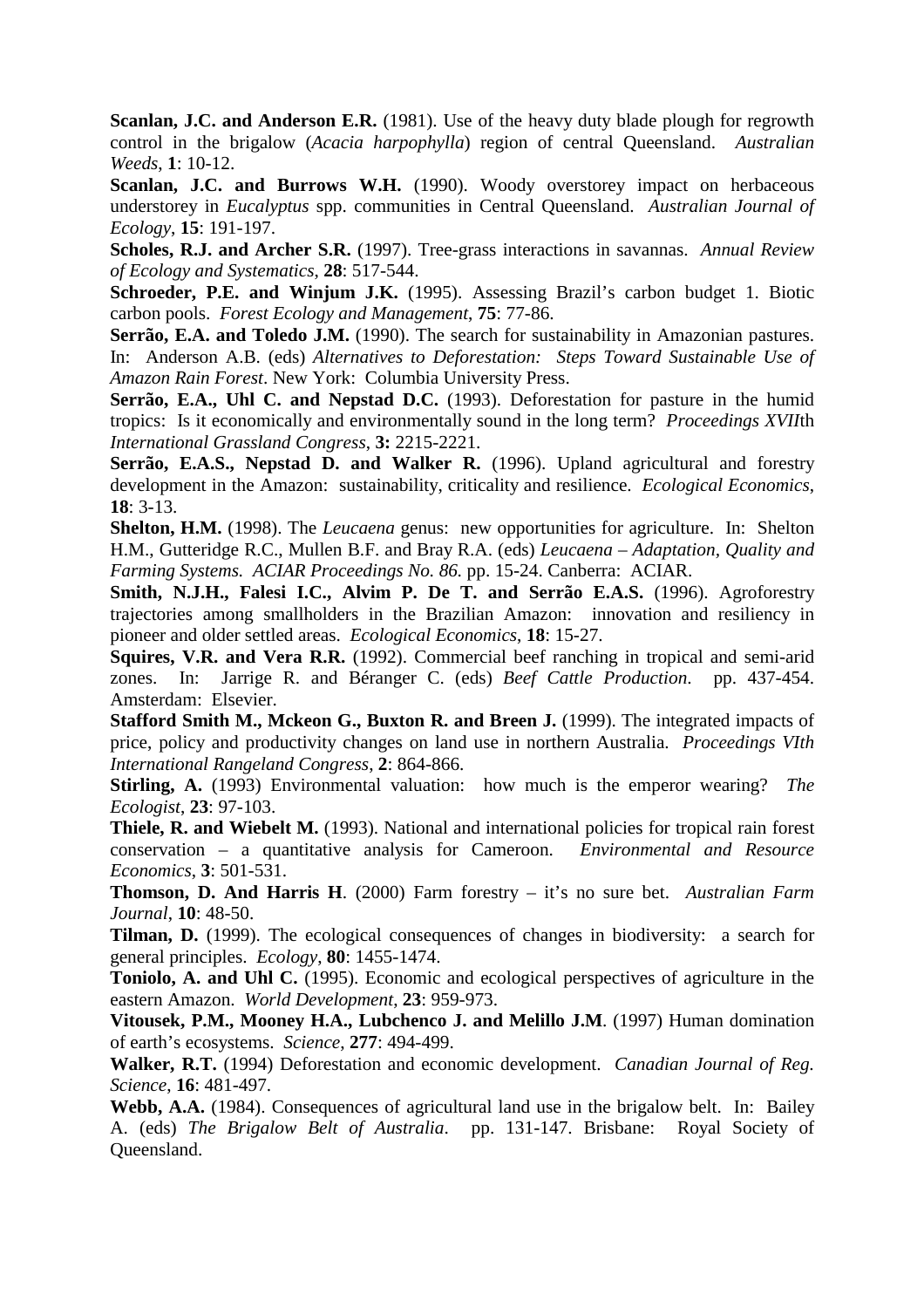**Scanlan, J.C. and Anderson E.R.** (1981). Use of the heavy duty blade plough for regrowth control in the brigalow (*Acacia harpophylla*) region of central Queensland. *Australian Weeds*, **1**: 10-12.

**Scanlan, J.C. and Burrows W.H.** (1990). Woody overstorey impact on herbaceous understorey in *Eucalyptus* spp. communities in Central Queensland. *Australian Journal of Ecology*, **15**: 191-197.

**Scholes, R.J. and Archer S.R.** (1997). Tree-grass interactions in savannas. *Annual Review of Ecology and Systematics*, **28**: 517-544.

**Schroeder, P.E. and Winjum J.K.** (1995). Assessing Brazil's carbon budget 1. Biotic carbon pools. *Forest Ecology and Management*, **75**: 77-86.

**Serrão, E.A. and Toledo J.M.** (1990). The search for sustainability in Amazonian pastures. In: Anderson A.B. (eds) *Alternatives to Deforestation: Steps Toward Sustainable Use of Amazon Rain Forest*. New York: Columbia University Press.

**Serrão, E.A., Uhl C. and Nepstad D.C.** (1993). Deforestation for pasture in the humid tropics: Is it economically and environmentally sound in the long term? *Proceedings XVII*th *International Grassland Congress*, **3:** 2215-2221.

**Serrão, E.A.S., Nepstad D. and Walker R.** (1996). Upland agricultural and forestry development in the Amazon: sustainability, criticality and resilience. *Ecological Economics*, **18**: 3-13.

**Shelton, H.M.** (1998). The *Leucaena* genus: new opportunities for agriculture. In: Shelton H.M., Gutteridge R.C., Mullen B.F. and Bray R.A. (eds) *Leucaena – Adaptation, Quality and Farming Systems. ACIAR Proceedings No. 86.* pp. 15-24. Canberra: ACIAR.

**Smith, N.J.H., Falesi I.C., Alvim P. De T. and Serrão E.A.S.** (1996). Agroforestry trajectories among smallholders in the Brazilian Amazon: innovation and resiliency in pioneer and older settled areas. *Ecological Economics*, **18**: 15-27.

**Squires, V.R. and Vera R.R.** (1992). Commercial beef ranching in tropical and semi-arid zones. In: Jarrige R. and Béranger C. (eds) *Beef Cattle Production*. pp. 437-454. Amsterdam: Elsevier.

**Stafford Smith M., Mckeon G., Buxton R. and Breen J.** (1999). The integrated impacts of price, policy and productivity changes on land use in northern Australia. *Proceedings VIth International Rangeland Congress*, **2**: 864-866.

**Stirling, A.** (1993) Environmental valuation: how much is the emperor wearing? *The Ecologist*, **23**: 97-103.

**Thiele, R. and Wiebelt M.** (1993). National and international policies for tropical rain forest conservation – a quantitative analysis for Cameroon. *Environmental and Resource Economics*, **3**: 501-531.

**Thomson, D. And Harris H**. (2000) Farm forestry – it's no sure bet. *Australian Farm Journal*, **10**: 48-50.

**Tilman, D.** (1999). The ecological consequences of changes in biodiversity: a search for general principles. *Ecology*, **80**: 1455-1474.

**Toniolo, A. and Uhl C.** (1995). Economic and ecological perspectives of agriculture in the eastern Amazon. *World Development*, **23**: 959-973.

**Vitousek, P.M., Mooney H.A., Lubchenco J. and Melillo J.M**. (1997) Human domination of earth's ecosystems. *Science*, **277**: 494-499.

**Walker, R.T.** (1994) Deforestation and economic development. *Canadian Journal of Reg. Science*, **16**: 481-497.

**Webb, A.A.** (1984). Consequences of agricultural land use in the brigalow belt. In: Bailey A. (eds) *The Brigalow Belt of Australia*. pp. 131-147. Brisbane: Royal Society of Queensland.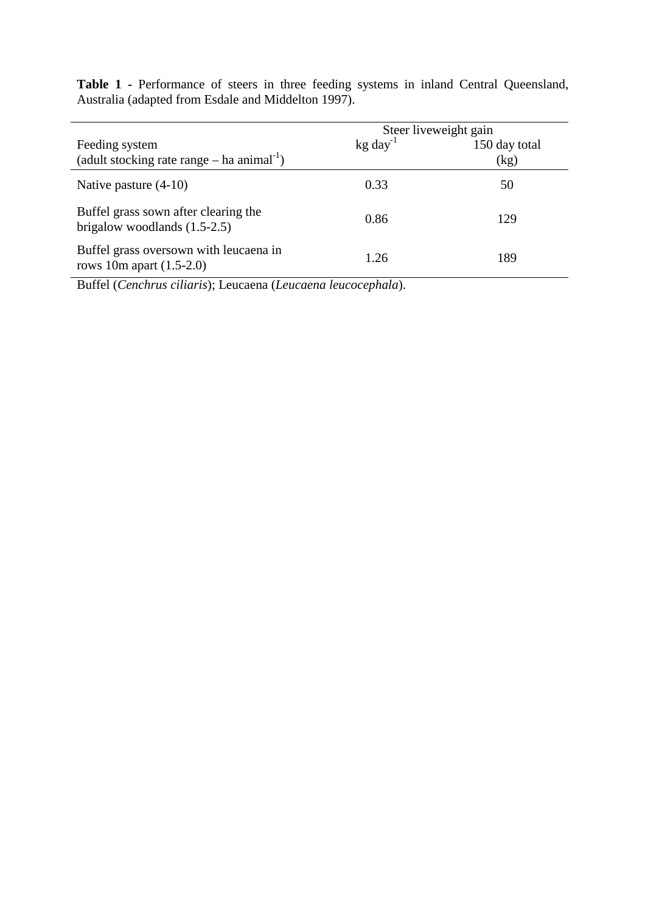**Table 1 -** Performance of steers in three feeding systems in inland Central Queensland, Australia (adapted from Esdale and Middelton 1997).

| Feeding system<br>(adult stocking rate range – ha animal$^{-1}$) | Steer liveweight gain<br>kg day$^{-1}$ | <br>150 day total (kg) |
|---|---|---|
| Native pasture (4-10) | 0.33 | 50 |
| Buffel grass sown after clearing the brigalow woodlands (1.5-2.5) | 0.86 | 129 |
| Buffel grass oversown with leucaena in rows 10m apart (1.5-2.0) | 1.26 | 189 |

Buffel (*Cenchrus ciliaris*); Leucaena (*Leucaena leucocephala*).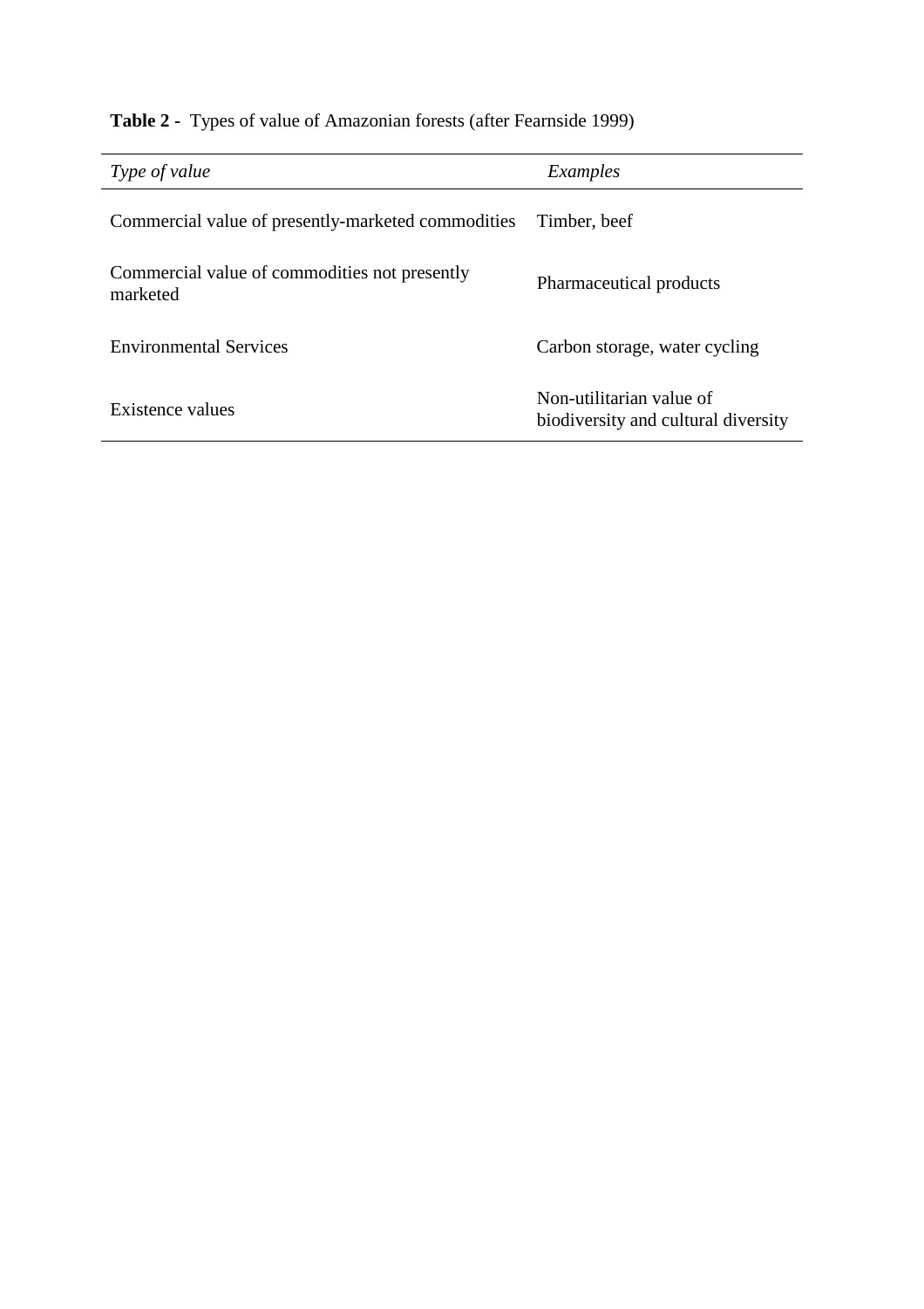**Table 2 -** Types of value of Amazonian forests (after Fearnside 1999)

| *Type of value* | *Examples* |
| --- | --- |
| Commercial value of presently-marketed commodities | Timber, beef |
| Commercial value of commodities not presently marketed | Pharmaceutical products |
| Environmental Services | Carbon storage, water cycling |
| Existence values | Non-utilitarian value of biodiversity and cultural diversity |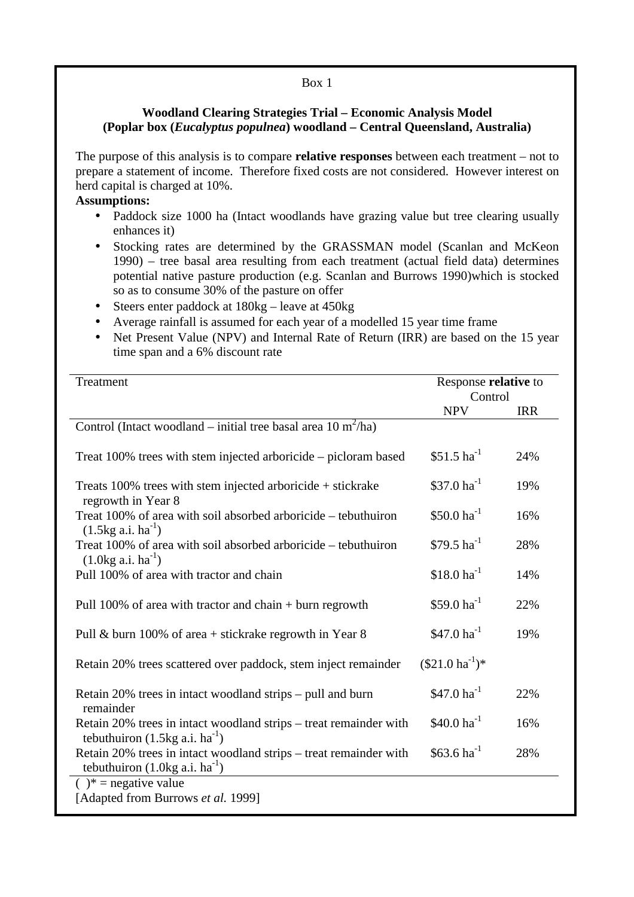Box 1

**Woodland Clearing Strategies Trial – Economic Analysis Model**
**(Poplar box (*Eucalyptus populnea*) woodland – Central Queensland, Australia)**

The purpose of this analysis is to compare **relative responses** between each treatment – not to prepare a statement of income. Therefore fixed costs are not considered. However interest on herd capital is charged at 10%.

**Assumptions:**

- Paddock size 1000 ha (Intact woodlands have grazing value but tree clearing usually enhances it)
- Stocking rates are determined by the GRASSMAN model (Scanlan and McKeon 1990) – tree basal area resulting from each treatment (actual field data) determines potential native pasture production (e.g. Scanlan and Burrows 1990)which is stocked so as to consume 30% of the pasture on offer
- Steers enter paddock at 180kg – leave at 450kg
- Average rainfall is assumed for each year of a modelled 15 year time frame
- Net Present Value (NPV) and Internal Rate of Return (IRR) are based on the 15 year time span and a 6% discount rate

| Treatment | Response **relative** to Control | |
|---|---|---|
| | NPV | IRR |
| Control (Intact woodland – initial tree basal area 10 $m^2$/ha) | | |
| Treat 100% trees with stem injected arboricide – picloram based | \$51.5 $ha^{-1}$ | 24% |
| Treats 100% trees with stem injected arboricide + stickrake regrowth in Year 8 | \$37.0 $ha^{-1}$ | 19% |
| Treat 100% of area with soil absorbed arboricide – tebuthuiron (1.5kg a.i. $ha^{-1}$) | \$50.0 $ha^{-1}$ | 16% |
| Treat 100% of area with soil absorbed arboricide – tebuthuiron (1.0kg a.i. $ha^{-1}$) | \$79.5 $ha^{-1}$ | 28% |
| Pull 100% of area with tractor and chain | \$18.0 $ha^{-1}$ | 14% |
| Pull 100% of area with tractor and chain + burn regrowth | \$59.0 $ha^{-1}$ | 22% |
| Pull & burn 100% of area + stickrake regrowth in Year 8 | \$47.0 $ha^{-1}$ | 19% |
| Retain 20% trees scattered over paddock, stem inject remainder | (\$21.0 $ha^{-1}$)* | |
| Retain 20% trees in intact woodland strips – pull and burn remainder | \$47.0 $ha^{-1}$ | 22% |
| Retain 20% trees in intact woodland strips – treat remainder with tebuthuiron (1.5kg a.i. $ha^{-1}$) | \$40.0 $ha^{-1}$ | 16% |
| Retain 20% trees in intact woodland strips – treat remainder with tebuthuiron (1.0kg a.i. $ha^{-1}$) | \$63.6 $ha^{-1}$ | 28% |

( )* = negative value

[Adapted from Burrows *et al.* 1999]